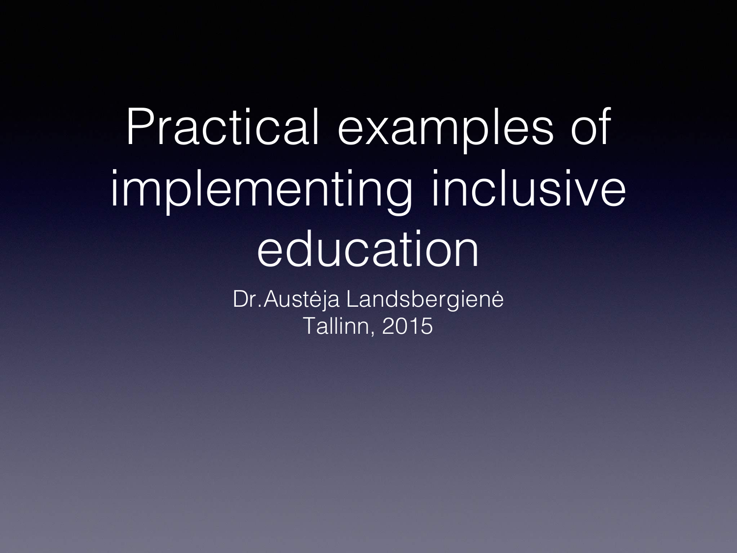# Practical examples of implementing inclusive education

Dr.Austėja Landsbergienė
Tallinn, 2015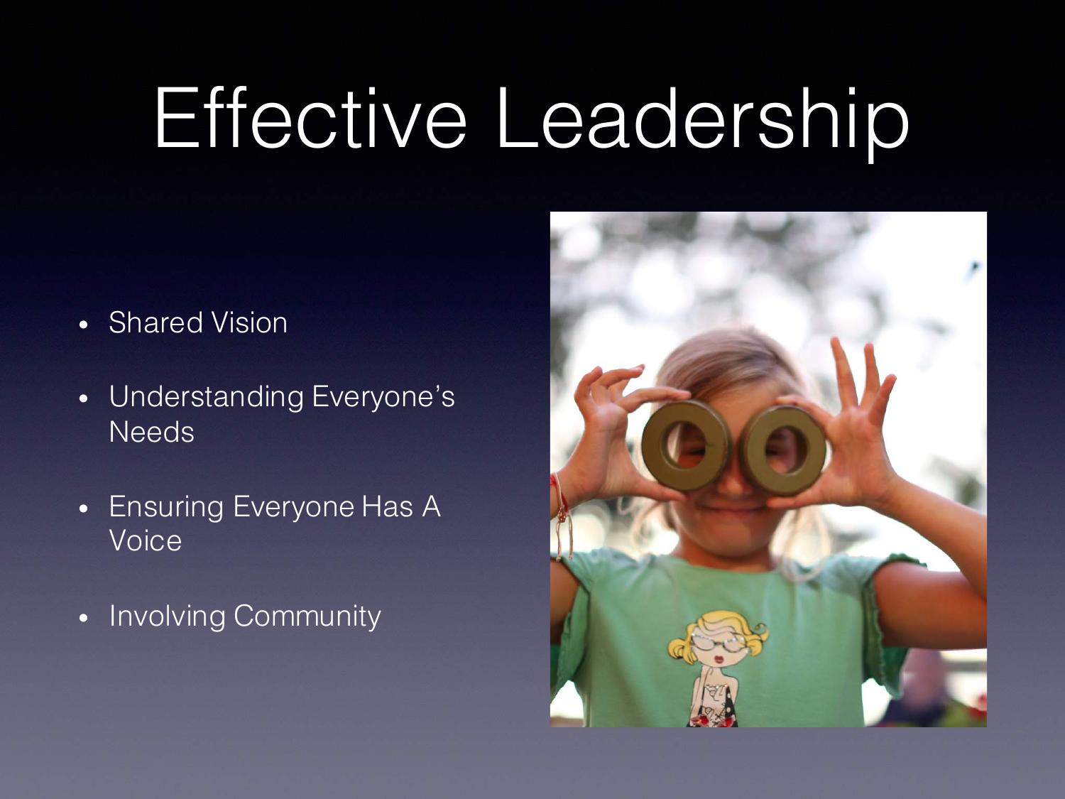# Effective Leadership

- Shared Vision
- Understanding Everyone's Needs
- Ensuring Everyone Has A Voice
- Involving Community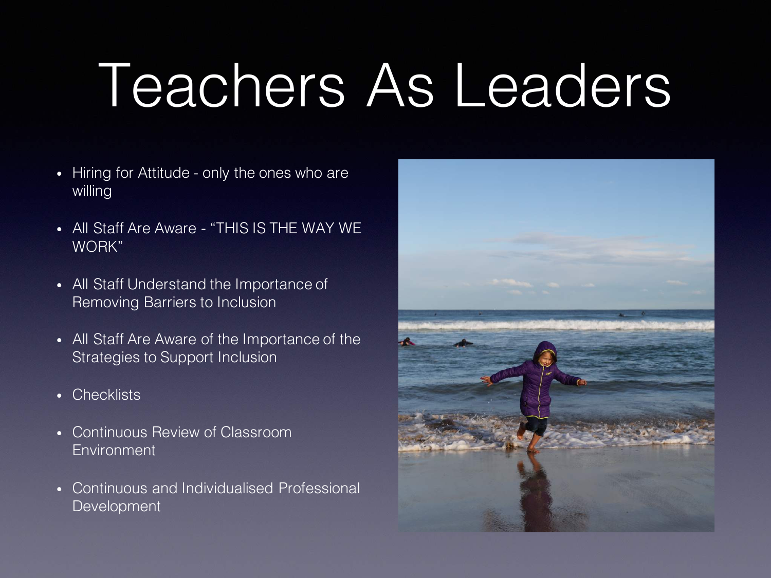# Teachers As Leaders

- Hiring for Attitude - only the ones who are willing
- All Staff Are Aware - "THIS IS THE WAY WE WORK"
- All Staff Understand the Importance of Removing Barriers to Inclusion
- All Staff Are Aware of the Importance of the Strategies to Support Inclusion
- Checklists
- Continuous Review of Classroom Environment
- Continuous and Individualised Professional Development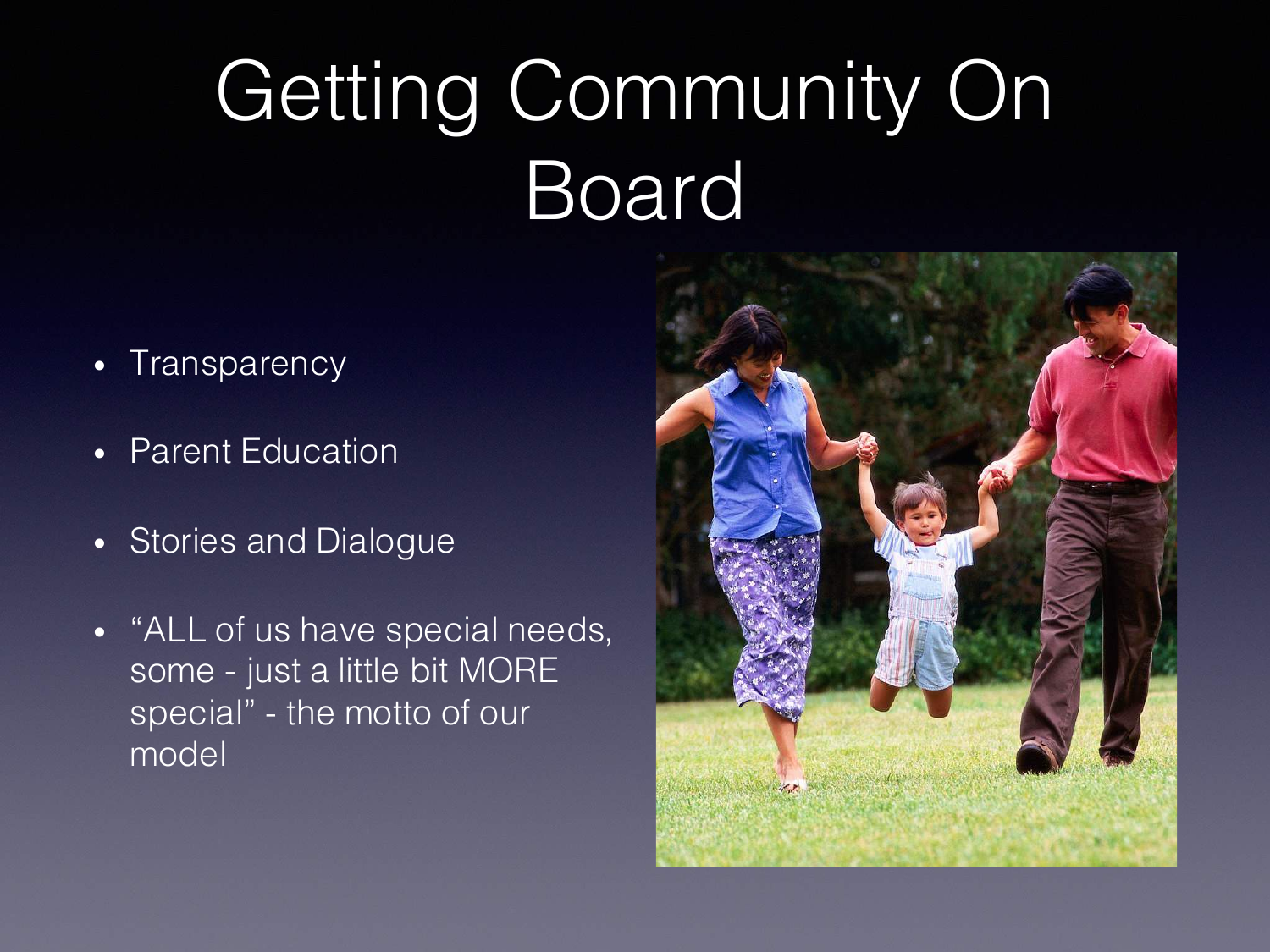# Getting Community On Board

- Transparency
- Parent Education
- Stories and Dialogue
- "ALL of us have special needs, some - just a little bit MORE special" - the motto of our model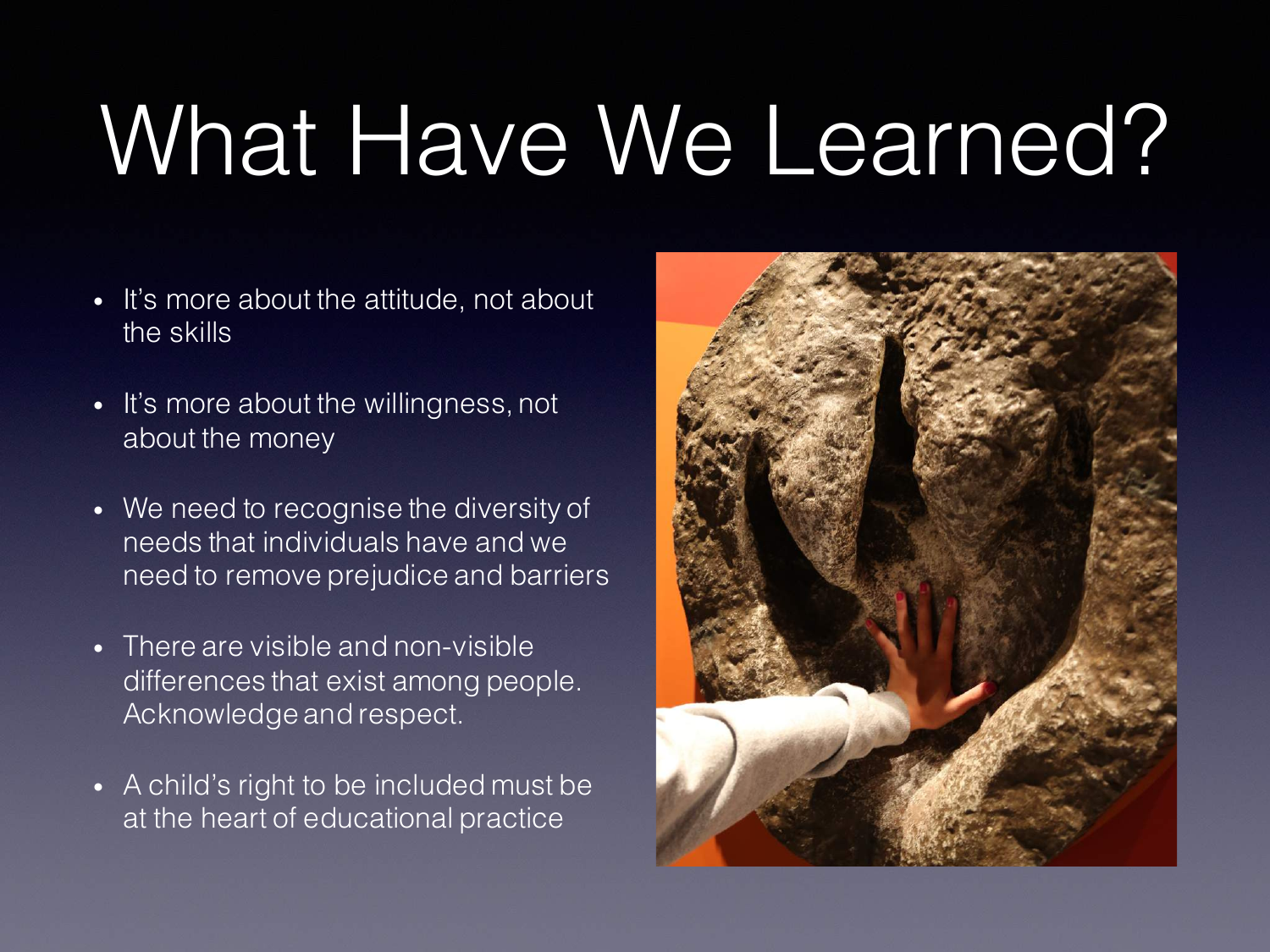# What Have We Learned?

- It's more about the attitude, not about the skills
- It's more about the willingness, not about the money
- We need to recognise the diversity of needs that individuals have and we need to remove prejudice and barriers
- There are visible and non-visible differences that exist among people. Acknowledge and respect.
- A child's right to be included must be at the heart of educational practice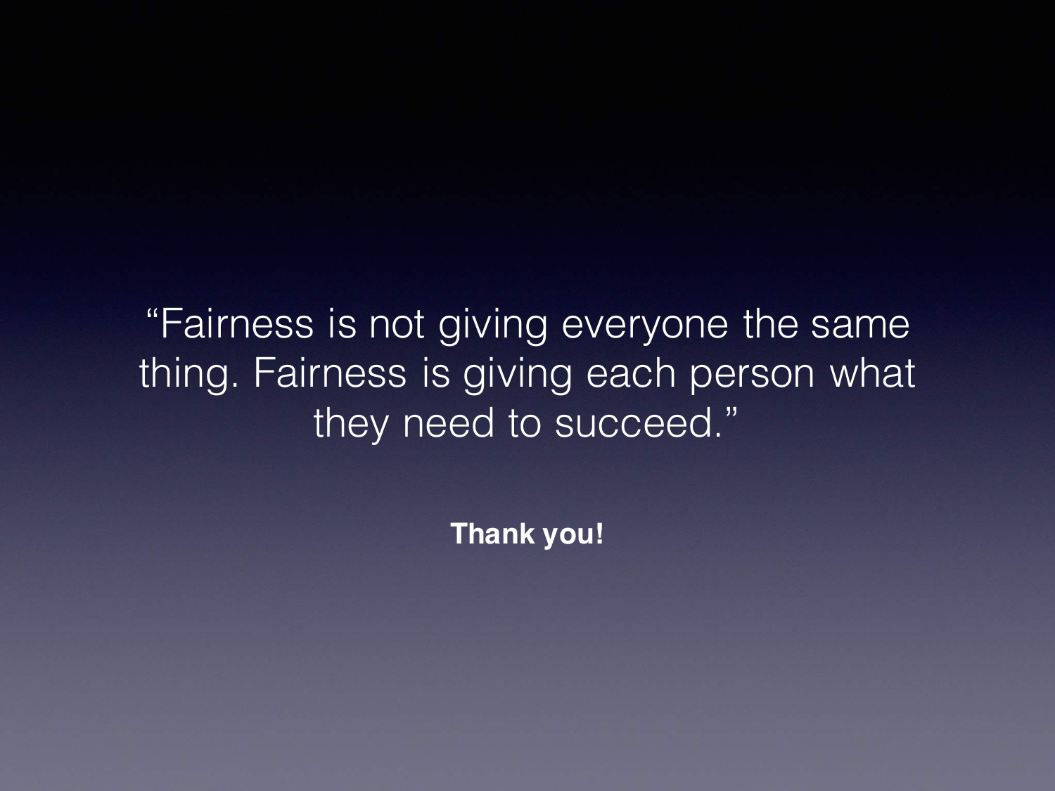“Fairness is not giving everyone the same thing. Fairness is giving each person what they need to succeed.”

**Thank you!**